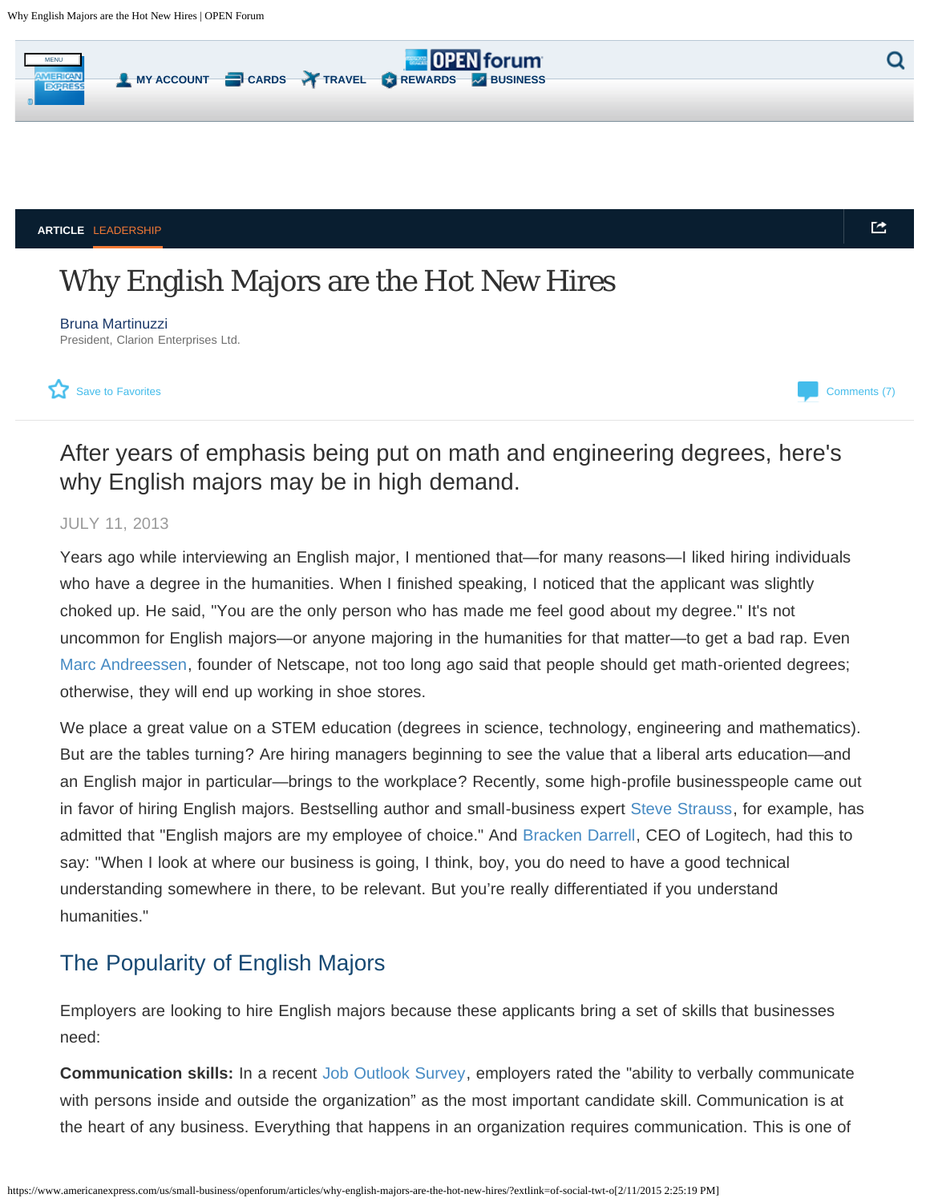ARTICLE LEADERSHIP

# Why English Majors are the Hot New Hires

Bruna Martinuzzi
President, Clarion Enterprises Ltd.

## After years of emphasis being put on math and engineering degrees, here's why English majors may be in high demand.

JULY 11, 2013

Years ago while interviewing an English major, I mentioned that—for many reasons—I liked hiring individuals who have a degree in the humanities. When I finished speaking, I noticed that the applicant was slightly choked up. He said, "You are the only person who has made me feel good about my degree." It's not uncommon for English majors—or anyone majoring in the humanities for that matter—to get a bad rap. Even Marc Andreessen, founder of Netscape, not too long ago said that people should get math-oriented degrees; otherwise, they will end up working in shoe stores.

We place a great value on a STEM education (degrees in science, technology, engineering and mathematics). But are the tables turning? Are hiring managers beginning to see the value that a liberal arts education—and an English major in particular—brings to the workplace? Recently, some high-profile businesspeople came out in favor of hiring English majors. Bestselling author and small-business expert Steve Strauss, for example, has admitted that "English majors are my employee of choice." And Bracken Darrell, CEO of Logitech, had this to say: "When I look at where our business is going, I think, boy, you do need to have a good technical understanding somewhere in there, to be relevant. But you're really differentiated if you understand humanities."

## The Popularity of English Majors

Employers are looking to hire English majors because these applicants bring a set of skills that businesses need:

**Communication skills:** In a recent Job Outlook Survey, employers rated the "ability to verbally communicate with persons inside and outside the organization" as the most important candidate skill. Communication is at the heart of any business. Everything that happens in an organization requires communication. This is one of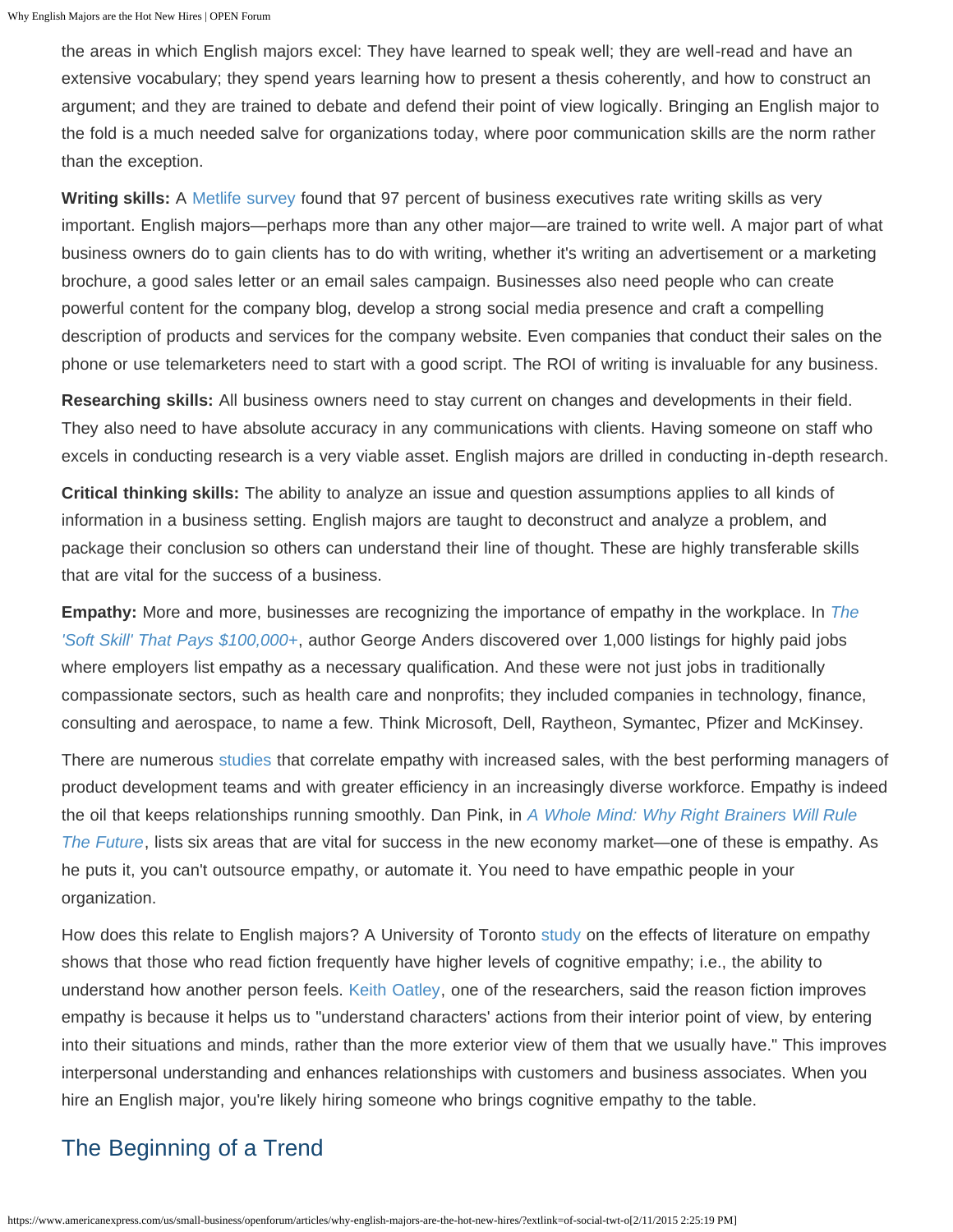the areas in which English majors excel: They have learned to speak well; they are well-read and have an extensive vocabulary; they spend years learning how to present a thesis coherently, and how to construct an argument; and they are trained to debate and defend their point of view logically. Bringing an English major to the fold is a much needed salve for organizations today, where poor communication skills are the norm rather than the exception.

**Writing skills:** A Metlife survey found that 97 percent of business executives rate writing skills as very important. English majors—perhaps more than any other major—are trained to write well. A major part of what business owners do to gain clients has to do with writing, whether it's writing an advertisement or a marketing brochure, a good sales letter or an email sales campaign. Businesses also need people who can create powerful content for the company blog, develop a strong social media presence and craft a compelling description of products and services for the company website. Even companies that conduct their sales on the phone or use telemarketers need to start with a good script. The ROI of writing is invaluable for any business.

**Researching skills:** All business owners need to stay current on changes and developments in their field. They also need to have absolute accuracy in any communications with clients. Having someone on staff who excels in conducting research is a very viable asset. English majors are drilled in conducting in-depth research.

**Critical thinking skills:** The ability to analyze an issue and question assumptions applies to all kinds of information in a business setting. English majors are taught to deconstruct and analyze a problem, and package their conclusion so others can understand their line of thought. These are highly transferable skills that are vital for the success of a business.

**Empathy:** More and more, businesses are recognizing the importance of empathy in the workplace. In *The 'Soft Skill' That Pays $100,000+*, author George Anders discovered over 1,000 listings for highly paid jobs where employers list empathy as a necessary qualification. And these were not just jobs in traditionally compassionate sectors, such as health care and nonprofits; they included companies in technology, finance, consulting and aerospace, to name a few. Think Microsoft, Dell, Raytheon, Symantec, Pfizer and McKinsey.

There are numerous studies that correlate empathy with increased sales, with the best performing managers of product development teams and with greater efficiency in an increasingly diverse workforce. Empathy is indeed the oil that keeps relationships running smoothly. Dan Pink, in *A Whole Mind: Why Right Brainers Will Rule The Future*, lists six areas that are vital for success in the new economy market—one of these is empathy. As he puts it, you can't outsource empathy, or automate it. You need to have empathic people in your organization.

How does this relate to English majors? A University of Toronto study on the effects of literature on empathy shows that those who read fiction frequently have higher levels of cognitive empathy; i.e., the ability to understand how another person feels. Keith Oatley, one of the researchers, said the reason fiction improves empathy is because it helps us to "understand characters' actions from their interior point of view, by entering into their situations and minds, rather than the more exterior view of them that we usually have." This improves interpersonal understanding and enhances relationships with customers and business associates. When you hire an English major, you're likely hiring someone who brings cognitive empathy to the table.

## The Beginning of a Trend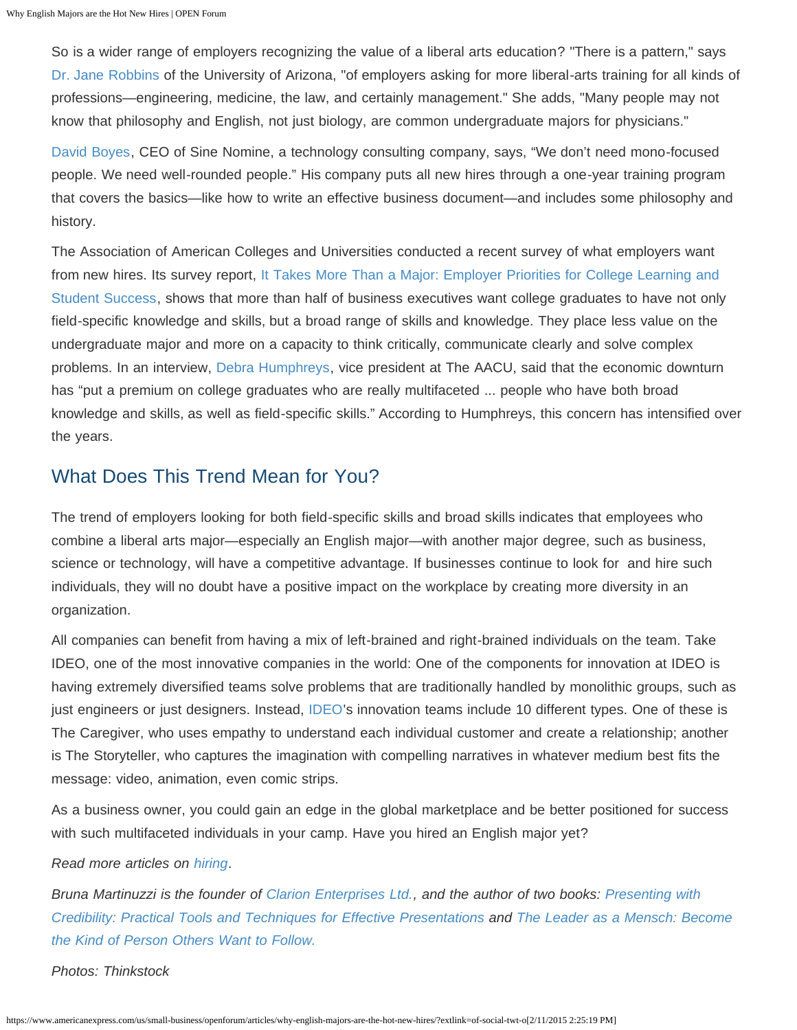So is a wider range of employers recognizing the value of a liberal arts education? "There is a pattern," says Dr. Jane Robbins of the University of Arizona, "of employers asking for more liberal-arts training for all kinds of professions—engineering, medicine, the law, and certainly management." She adds, "Many people may not know that philosophy and English, not just biology, are common undergraduate majors for physicians."

David Boyes, CEO of Sine Nomine, a technology consulting company, says, “We don’t need mono-focused people. We need well-rounded people.” His company puts all new hires through a one-year training program that covers the basics—like how to write an effective business document—and includes some philosophy and history.

The Association of American Colleges and Universities conducted a recent survey of what employers want from new hires. Its survey report, It Takes More Than a Major: Employer Priorities for College Learning and Student Success, shows that more than half of business executives want college graduates to have not only field-specific knowledge and skills, but a broad range of skills and knowledge. They place less value on the undergraduate major and more on a capacity to think critically, communicate clearly and solve complex problems. In an interview, Debra Humphreys, vice president at The AACU, said that the economic downturn has “put a premium on college graduates who are really multifaceted ... people who have both broad knowledge and skills, as well as field-specific skills.” According to Humphreys, this concern has intensified over the years.

## What Does This Trend Mean for You?

The trend of employers looking for both field-specific skills and broad skills indicates that employees who combine a liberal arts major—especially an English major—with another major degree, such as business, science or technology, will have a competitive advantage. If businesses continue to look for and hire such individuals, they will no doubt have a positive impact on the workplace by creating more diversity in an organization.

All companies can benefit from having a mix of left-brained and right-brained individuals on the team. Take IDEO, one of the most innovative companies in the world: One of the components for innovation at IDEO is having extremely diversified teams solve problems that are traditionally handled by monolithic groups, such as just engineers or just designers. Instead, IDEO's innovation teams include 10 different types. One of these is The Caregiver, who uses empathy to understand each individual customer and create a relationship; another is The Storyteller, who captures the imagination with compelling narratives in whatever medium best fits the message: video, animation, even comic strips.

As a business owner, you could gain an edge in the global marketplace and be better positioned for success with such multifaceted individuals in your camp. Have you hired an English major yet?

*Read more articles on hiring.*

*Bruna Martinuzzi is the founder of Clarion Enterprises Ltd., and the author of two books: Presenting with Credibility: Practical Tools and Techniques for Effective Presentations and The Leader as a Mensch: Become the Kind of Person Others Want to Follow.*

*Photos: Thinkstock*